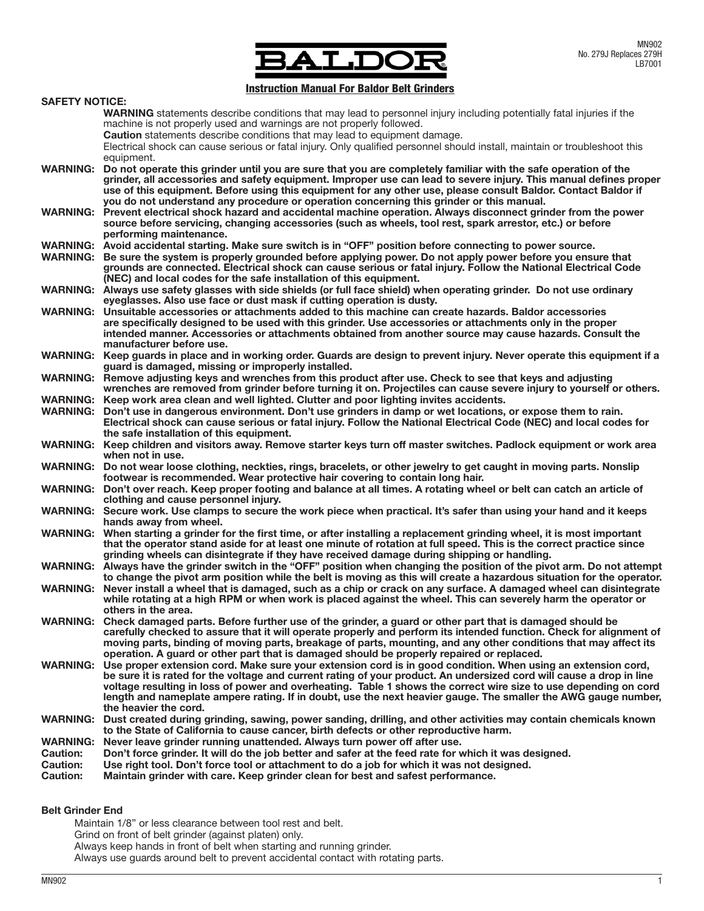MN902
No. 279J Replaces 279H
LB7001

# BALDOR

## Instruction Manual For Baldor Belt Grinders

**SAFETY NOTICE:**

**WARNING** statements describe conditions that may lead to personnel injury including potentially fatal injuries if the machine is not properly used and warnings are not properly followed.

**Caution** statements describe conditions that may lead to equipment damage.

Electrical shock can cause serious or fatal injury. Only qualified personnel should install, maintain or troubleshoot this equipment.

**WARNING: Do not operate this grinder until you are sure that you are completely familiar with the safe operation of the grinder, all accessories and safety equipment. Improper use can lead to severe injury. This manual defines proper use of this equipment. Before using this equipment for any other use, please consult Baldor. Contact Baldor if you do not understand any procedure or operation concerning this grinder or this manual.**

**WARNING: Prevent electrical shock hazard and accidental machine operation. Always disconnect grinder from the power source before servicing, changing accessories (such as wheels, tool rest, spark arrestor, etc.) or before performing maintenance.**

**WARNING: Avoid accidental starting. Make sure switch is in "OFF" position before connecting to power source.**

**WARNING: Be sure the system is properly grounded before applying power. Do not apply power before you ensure that grounds are connected. Electrical shock can cause serious or fatal injury. Follow the National Electrical Code (NEC) and local codes for the safe installation of this equipment.**

**WARNING: Always use safety glasses with side shields (or full face shield) when operating grinder. Do not use ordinary eyeglasses. Also use face or dust mask if cutting operation is dusty.**

**WARNING: Unsuitable accessories or attachments added to this machine can create hazards. Baldor accessories are specifically designed to be used with this grinder. Use accessories or attachments only in the proper intended manner. Accessories or attachments obtained from another source may cause hazards. Consult the manufacturer before use.**

**WARNING: Keep guards in place and in working order. Guards are design to prevent injury. Never operate this equipment if a guard is damaged, missing or improperly installed.**

**WARNING: Remove adjusting keys and wrenches from this product after use. Check to see that keys and adjusting wrenches are removed from grinder before turning it on. Projectiles can cause severe injury to yourself or others.**

**WARNING: Keep work area clean and well lighted. Clutter and poor lighting invites accidents.**

**WARNING: Don't use in dangerous environment. Don't use grinders in damp or wet locations, or expose them to rain. Electrical shock can cause serious or fatal injury. Follow the National Electrical Code (NEC) and local codes for the safe installation of this equipment.**

**WARNING: Keep children and visitors away. Remove starter keys turn off master switches. Padlock equipment or work area when not in use.**

**WARNING: Do not wear loose clothing, neckties, rings, bracelets, or other jewelry to get caught in moving parts. Nonslip footwear is recommended. Wear protective hair covering to contain long hair.**

**WARNING: Don't over reach. Keep proper footing and balance at all times. A rotating wheel or belt can catch an article of clothing and cause personnel injury.**

**WARNING: Secure work. Use clamps to secure the work piece when practical. It's safer than using your hand and it keeps hands away from wheel.**

**WARNING: When starting a grinder for the first time, or after installing a replacement grinding wheel, it is most important that the operator stand aside for at least one minute of rotation at full speed. This is the correct practice since grinding wheels can disintegrate if they have received damage during shipping or handling.**

**WARNING: Always have the grinder switch in the "OFF" position when changing the position of the pivot arm. Do not attempt to change the pivot arm position while the belt is moving as this will create a hazardous situation for the operator.**

**WARNING: Never install a wheel that is damaged, such as a chip or crack on any surface. A damaged wheel can disintegrate while rotating at a high RPM or when work is placed against the wheel. This can severely harm the operator or others in the area.**

**WARNING: Check damaged parts. Before further use of the grinder, a guard or other part that is damaged should be carefully checked to assure that it will operate properly and perform its intended function. Check for alignment of moving parts, binding of moving parts, breakage of parts, mounting, and any other conditions that may affect its operation. A guard or other part that is damaged should be properly repaired or replaced.**

**WARNING: Use proper extension cord. Make sure your extension cord is in good condition. When using an extension cord, be sure it is rated for the voltage and current rating of your product. An undersized cord will cause a drop in line voltage resulting in loss of power and overheating. Table 1 shows the correct wire size to use depending on cord length and nameplate ampere rating. If in doubt, use the next heavier gauge. The smaller the AWG gauge number, the heavier the cord.**

**WARNING: Dust created during grinding, sawing, power sanding, drilling, and other activities may contain chemicals known to the State of California to cause cancer, birth defects or other reproductive harm.**

**WARNING: Never leave grinder running unattended. Always turn power off after use.**

**Caution: Don't force grinder. It will do the job better and safer at the feed rate for which it was designed.**

**Caution: Use right tool. Don't force tool or attachment to do a job for which it was not designed.**

**Caution: Maintain grinder with care. Keep grinder clean for best and safest performance.**

**Belt Grinder End**

Maintain 1/8" or less clearance between tool rest and belt.
Grind on front of belt grinder (against platen) only.
Always keep hands in front of belt when starting and running grinder.
Always use guards around belt to prevent accidental contact with rotating parts.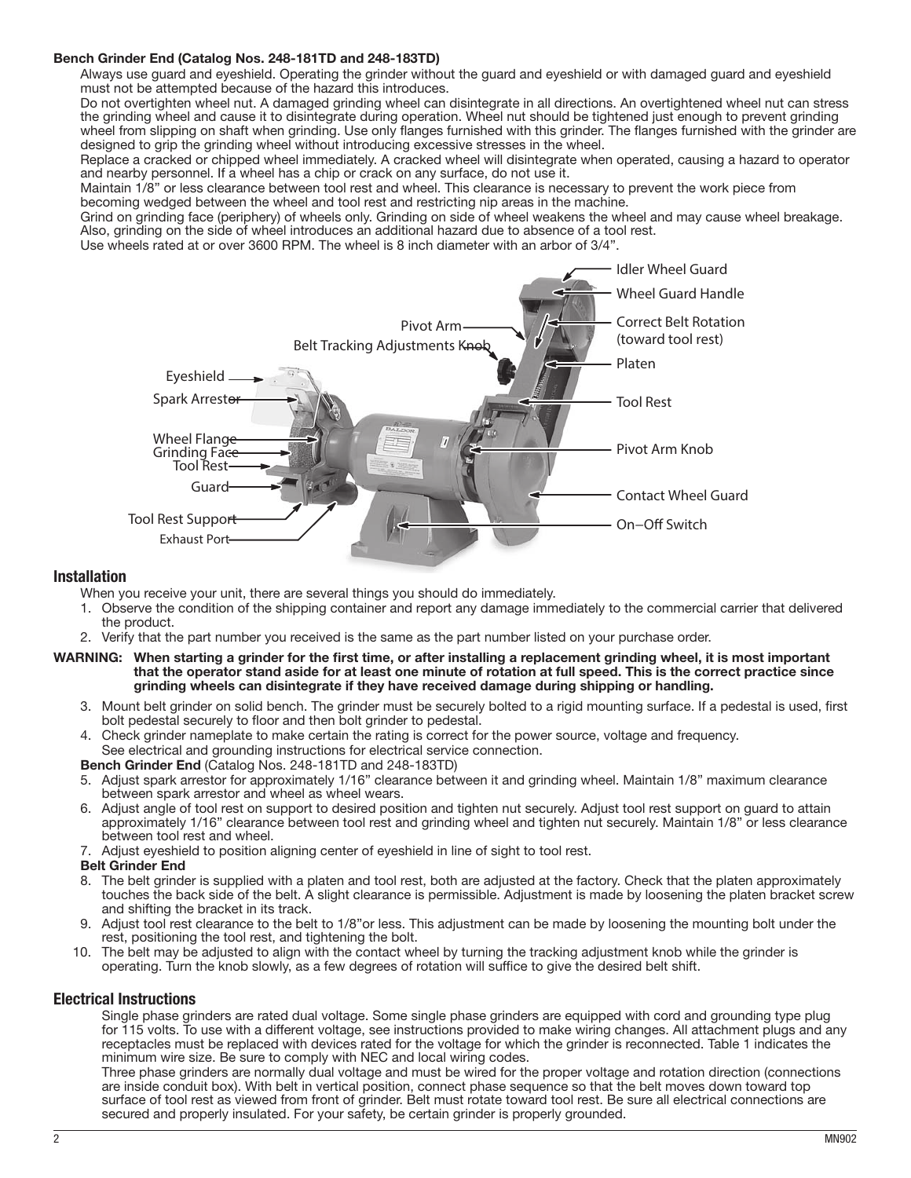**Bench Grinder End (Catalog Nos. 248-181TD and 248-183TD)**

Always use guard and eyeshield. Operating the grinder without the guard and eyeshield or with damaged guard and eyeshield must not be attempted because of the hazard this introduces.

Do not overtighten wheel nut. A damaged grinding wheel can disintegrate in all directions. An overtightened wheel nut can stress the grinding wheel and cause it to disintegrate during operation. Wheel nut should be tightened just enough to prevent grinding wheel from slipping on shaft when grinding. Use only flanges furnished with this grinder. The flanges furnished with the grinder are designed to grip the grinding wheel without introducing excessive stresses in the wheel.

Replace a cracked or chipped wheel immediately. A cracked wheel will disintegrate when operated, causing a hazard to operator and nearby personnel. If a wheel has a chip or crack on any surface, do not use it.

Maintain 1/8" or less clearance between tool rest and wheel. This clearance is necessary to prevent the work piece from becoming wedged between the wheel and tool rest and restricting nip areas in the machine.

Grind on grinding face (periphery) of wheels only. Grinding on side of wheel weakens the wheel and may cause wheel breakage. Also, grinding on the side of wheel introduces an additional hazard due to absence of a tool rest.

Use wheels rated at or over 3600 RPM. The wheel is 8 inch diameter with an arbor of 3/4".

Idler Wheel Guard
Wheel Guard Handle
Pivot Arm
Correct Belt Rotation (toward tool rest)
Belt Tracking Adjustments Knob
Platen
Eyeshield
Spark Arrestor
Tool Rest
Wheel Flange
Grinding Face
Tool Rest
Pivot Arm Knob
Guard
Contact Wheel Guard
Tool Rest Support
On–Off Switch
Exhaust Port

## Installation

When you receive your unit, there are several things you should do immediately.

1. Observe the condition of the shipping container and report any damage immediately to the commercial carrier that delivered the product.
2. Verify that the part number you received is the same as the part number listed on your purchase order.

**WARNING: When starting a grinder for the first time, or after installing a replacement grinding wheel, it is most important that the operator stand aside for at least one minute of rotation at full speed. This is the correct practice since grinding wheels can disintegrate if they have received damage during shipping or handling.**

3. Mount belt grinder on solid bench. The grinder must be securely bolted to a rigid mounting surface. If a pedestal is used, first bolt pedestal securely to floor and then bolt grinder to pedestal.
4. Check grinder nameplate to make certain the rating is correct for the power source, voltage and frequency. See electrical and grounding instructions for electrical service connection.

**Bench Grinder End** (Catalog Nos. 248-181TD and 248-183TD)

5. Adjust spark arrestor for approximately 1/16" clearance between it and grinding wheel. Maintain 1/8" maximum clearance between spark arrestor and wheel as wheel wears.
6. Adjust angle of tool rest on support to desired position and tighten nut securely. Adjust tool rest support on guard to attain approximately 1/16" clearance between tool rest and grinding wheel and tighten nut securely. Maintain 1/8" or less clearance between tool rest and wheel.
7. Adjust eyeshield to position aligning center of eyeshield in line of sight to tool rest.

**Belt Grinder End**

8. The belt grinder is supplied with a platen and tool rest, both are adjusted at the factory. Check that the platen approximately touches the back side of the belt. A slight clearance is permissible. Adjustment is made by loosening the platen bracket screw and shifting the bracket in its track.
9. Adjust tool rest clearance to the belt to 1/8"or less. This adjustment can be made by loosening the mounting bolt under the rest, positioning the tool rest, and tightening the bolt.
10. The belt may be adjusted to align with the contact wheel by turning the tracking adjustment knob while the grinder is operating. Turn the knob slowly, as a few degrees of rotation will suffice to give the desired belt shift.

## Electrical Instructions

Single phase grinders are rated dual voltage. Some single phase grinders are equipped with cord and grounding type plug for 115 volts. To use with a different voltage, see instructions provided to make wiring changes. All attachment plugs and any receptacles must be replaced with devices rated for the voltage for which the grinder is reconnected. Table 1 indicates the minimum wire size. Be sure to comply with NEC and local wiring codes.

Three phase grinders are normally dual voltage and must be wired for the proper voltage and rotation direction (connections are inside conduit box). With belt in vertical position, connect phase sequence so that the belt moves down toward top surface of tool rest as viewed from front of grinder. Belt must rotate toward tool rest. Be sure all electrical connections are secured and properly insulated. For your safety, be certain grinder is properly grounded.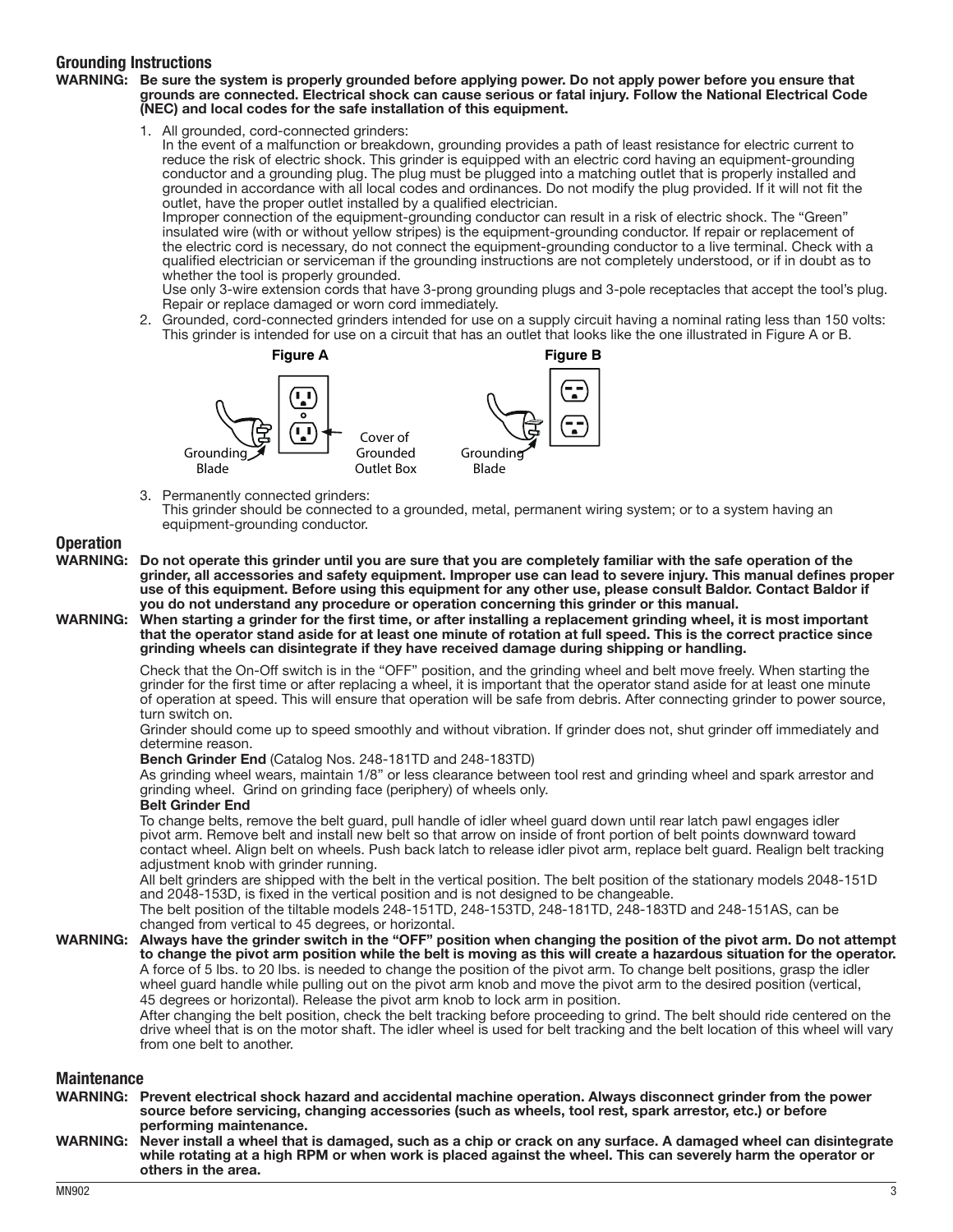## Grounding Instructions

**WARNING: Be sure the system is properly grounded before applying power. Do not apply power before you ensure that grounds are connected. Electrical shock can cause serious or fatal injury. Follow the National Electrical Code (NEC) and local codes for the safe installation of this equipment.**

1. All grounded, cord-connected grinders:
   In the event of a malfunction or breakdown, grounding provides a path of least resistance for electric current to reduce the risk of electric shock. This grinder is equipped with an electric cord having an equipment-grounding conductor and a grounding plug. The plug must be plugged into a matching outlet that is properly installed and grounded in accordance with all local codes and ordinances. Do not modify the plug provided. If it will not fit the outlet, have the proper outlet installed by a qualified electrician.
   Improper connection of the equipment-grounding conductor can result in a risk of electric shock. The "Green" insulated wire (with or without yellow stripes) is the equipment-grounding conductor. If repair or replacement of the electric cord is necessary, do not connect the equipment-grounding conductor to a live terminal. Check with a qualified electrician or serviceman if the grounding instructions are not completely understood, or if in doubt as to whether the tool is properly grounded.
   Use only 3-wire extension cords that have 3-prong grounding plugs and 3-pole receptacles that accept the tool's plug. Repair or replace damaged or worn cord immediately.
2. Grounded, cord-connected grinders intended for use on a supply circuit having a nominal rating less than 150 volts:
   This grinder is intended for use on a circuit that has an outlet that looks like the one illustrated in Figure A or B.

**Figure A** — Grounding Blade; Cover of Grounded Outlet Box

**Figure B** — Grounding Blade

3. Permanently connected grinders:
   This grinder should be connected to a grounded, metal, permanent wiring system; or to a system having an equipment-grounding conductor.

## Operation

**WARNING: Do not operate this grinder until you are sure that you are completely familiar with the safe operation of the grinder, all accessories and safety equipment. Improper use can lead to severe injury. This manual defines proper use of this equipment. Before using this equipment for any other use, please consult Baldor. Contact Baldor if you do not understand any procedure or operation concerning this grinder or this manual.**

**WARNING: When starting a grinder for the first time, or after installing a replacement grinding wheel, it is most important that the operator stand aside for at least one minute of rotation at full speed. This is the correct practice since grinding wheels can disintegrate if they have received damage during shipping or handling.**

Check that the On-Off switch is in the "OFF" position, and the grinding wheel and belt move freely. When starting the grinder for the first time or after replacing a wheel, it is important that the operator stand aside for at least one minute of operation at speed. This will ensure that operation will be safe from debris. After connecting grinder to power source, turn switch on.

Grinder should come up to speed smoothly and without vibration. If grinder does not, shut grinder off immediately and determine reason.

**Bench Grinder End** (Catalog Nos. 248-181TD and 248-183TD)

As grinding wheel wears, maintain 1/8" or less clearance between tool rest and grinding wheel and spark arrestor and grinding wheel. Grind on grinding face (periphery) of wheels only.

**Belt Grinder End**

To change belts, remove the belt guard, pull handle of idler wheel guard down until rear latch pawl engages idler pivot arm. Remove belt and install new belt so that arrow on inside of front portion of belt points downward toward contact wheel. Align belt on wheels. Push back latch to release idler pivot arm, replace belt guard. Realign belt tracking adjustment knob with grinder running.

All belt grinders are shipped with the belt in the vertical position. The belt position of the stationary models 2048-151D and 2048-153D, is fixed in the vertical position and is not designed to be changeable.

The belt position of the tiltable models 248-151TD, 248-153TD, 248-181TD, 248-183TD and 248-151AS, can be changed from vertical to 45 degrees, or horizontal.

**WARNING: Always have the grinder switch in the "OFF" position when changing the position of the pivot arm. Do not attempt to change the pivot arm position while the belt is moving as this will create a hazardous situation for the operator.**

A force of 5 lbs. to 20 lbs. is needed to change the position of the pivot arm. To change belt positions, grasp the idler wheel guard handle while pulling out on the pivot arm knob and move the pivot arm to the desired position (vertical, 45 degrees or horizontal). Release the pivot arm knob to lock arm in position.

After changing the belt position, check the belt tracking before proceeding to grind. The belt should ride centered on the drive wheel that is on the motor shaft. The idler wheel is used for belt tracking and the belt location of this wheel will vary from one belt to another.

## Maintenance

**WARNING: Prevent electrical shock hazard and accidental machine operation. Always disconnect grinder from the power source before servicing, changing accessories (such as wheels, tool rest, spark arrestor, etc.) or before performing maintenance.**

**WARNING: Never install a wheel that is damaged, such as a chip or crack on any surface. A damaged wheel can disintegrate while rotating at a high RPM or when work is placed against the wheel. This can severely harm the operator or others in the area.**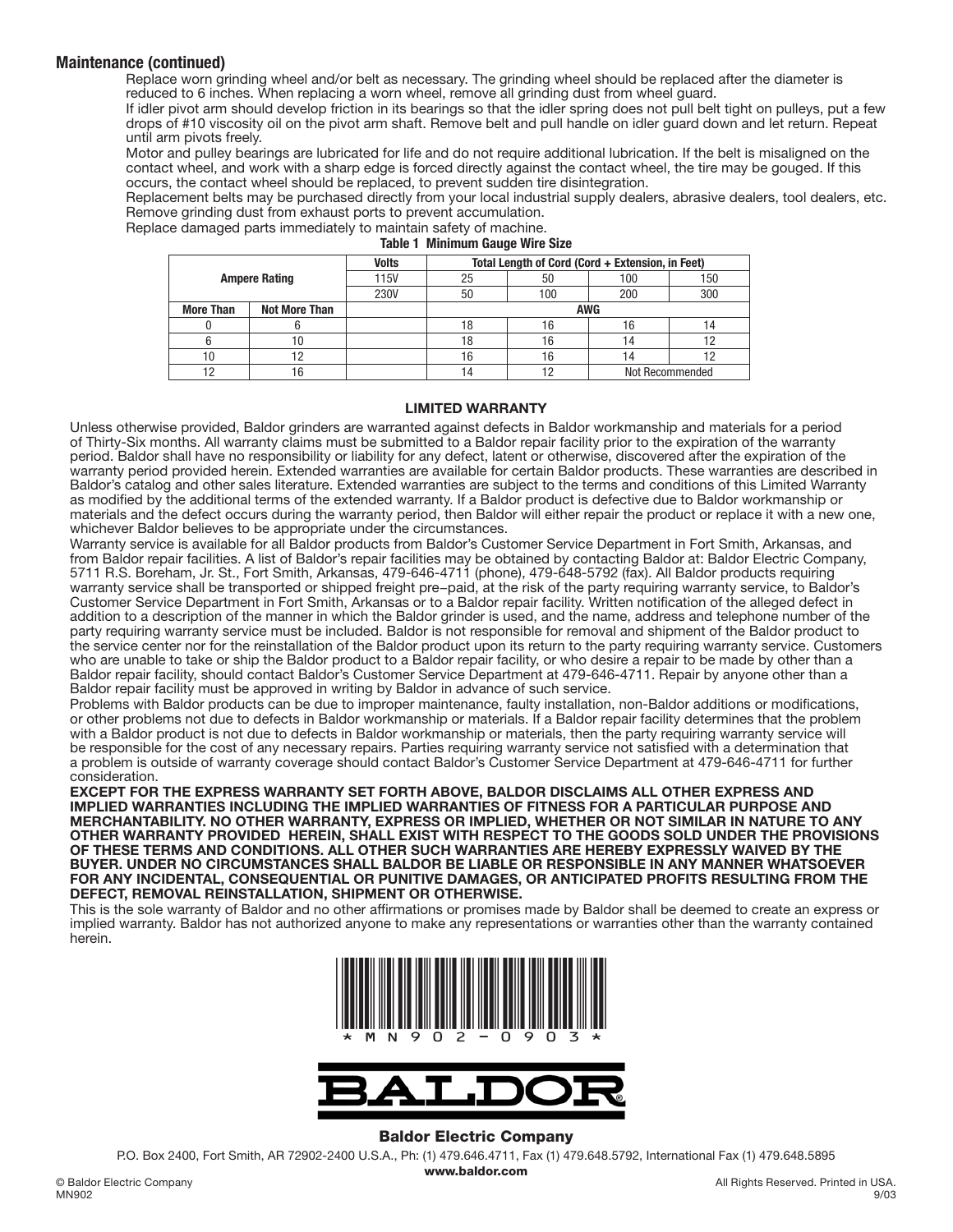## Maintenance (continued)

Replace worn grinding wheel and/or belt as necessary. The grinding wheel should be replaced after the diameter is reduced to 6 inches. When replacing a worn wheel, remove all grinding dust from wheel guard.

If idler pivot arm should develop friction in its bearings so that the idler spring does not pull belt tight on pulleys, put a few drops of #10 viscosity oil on the pivot arm shaft. Remove belt and pull handle on idler guard down and let return. Repeat until arm pivots freely.

Motor and pulley bearings are lubricated for life and do not require additional lubrication. If the belt is misaligned on the contact wheel, and work with a sharp edge is forced directly against the contact wheel, the tire may be gouged. If this occurs, the contact wheel should be replaced, to prevent sudden tire disintegration.

Replacement belts may be purchased directly from your local industrial supply dealers, abrasive dealers, tool dealers, etc.

Remove grinding dust from exhaust ports to prevent accumulation.

Replace damaged parts immediately to maintain safety of machine.

**Table 1 Minimum Gauge Wire Size**

| Ampere Rating | | Volts | Total Length of Cord (Cord + Extension, in Feet) | | | |
|---|---|---|---|---|---|---|
| | | 115V | 25 | 50 | 100 | 150 |
| | | 230V | 50 | 100 | 200 | 300 |
| **More Than** | **Not More Than** | | **AWG** | | | |
| 0 | 6 | | 18 | 16 | 16 | 14 |
| 6 | 10 | | 18 | 16 | 14 | 12 |
| 10 | 12 | | 16 | 16 | 14 | 12 |
| 12 | 16 | | 14 | 12 | Not Recommended | |

### LIMITED WARRANTY

Unless otherwise provided, Baldor grinders are warranted against defects in Baldor workmanship and materials for a period of Thirty-Six months. All warranty claims must be submitted to a Baldor repair facility prior to the expiration of the warranty period. Baldor shall have no responsibility or liability for any defect, latent or otherwise, discovered after the expiration of the warranty period provided herein. Extended warranties are available for certain Baldor products. These warranties are described in Baldor's catalog and other sales literature. Extended warranties are subject to the terms and conditions of this Limited Warranty as modified by the additional terms of the extended warranty. If a Baldor product is defective due to Baldor workmanship or materials and the defect occurs during the warranty period, then Baldor will either repair the product or replace it with a new one, whichever Baldor believes to be appropriate under the circumstances.

Warranty service is available for all Baldor products from Baldor's Customer Service Department in Fort Smith, Arkansas, and from Baldor repair facilities. A list of Baldor's repair facilities may be obtained by contacting Baldor at: Baldor Electric Company, 5711 R.S. Boreham, Jr. St., Fort Smith, Arkansas, 479-646-4711 (phone), 479-648-5792 (fax). All Baldor products requiring warranty service shall be transported or shipped freight pre−paid, at the risk of the party requiring warranty service, to Baldor's Customer Service Department in Fort Smith, Arkansas or to a Baldor repair facility. Written notification of the alleged defect in addition to a description of the manner in which the Baldor grinder is used, and the name, address and telephone number of the party requiring warranty service must be included. Baldor is not responsible for removal and shipment of the Baldor product to the service center nor for the reinstallation of the Baldor product upon its return to the party requiring warranty service. Customers who are unable to take or ship the Baldor product to a Baldor repair facility, or who desire a repair to be made by other than a Baldor repair facility, should contact Baldor's Customer Service Department at 479-646-4711. Repair by anyone other than a Baldor repair facility must be approved in writing by Baldor in advance of such service.

Problems with Baldor products can be due to improper maintenance, faulty installation, non-Baldor additions or modifications, or other problems not due to defects in Baldor workmanship or materials. If a Baldor repair facility determines that the problem with a Baldor product is not due to defects in Baldor workmanship or materials, then the party requiring warranty service will be responsible for the cost of any necessary repairs. Parties requiring warranty service not satisfied with a determination that a problem is outside of warranty coverage should contact Baldor's Customer Service Department at 479-646-4711 for further consideration.

**EXCEPT FOR THE EXPRESS WARRANTY SET FORTH ABOVE, BALDOR DISCLAIMS ALL OTHER EXPRESS AND IMPLIED WARRANTIES INCLUDING THE IMPLIED WARRANTIES OF FITNESS FOR A PARTICULAR PURPOSE AND MERCHANTABILITY. NO OTHER WARRANTY, EXPRESS OR IMPLIED, WHETHER OR NOT SIMILAR IN NATURE TO ANY OTHER WARRANTY PROVIDED HEREIN, SHALL EXIST WITH RESPECT TO THE GOODS SOLD UNDER THE PROVISIONS OF THESE TERMS AND CONDITIONS. ALL OTHER SUCH WARRANTIES ARE HEREBY EXPRESSLY WAIVED BY THE BUYER. UNDER NO CIRCUMSTANCES SHALL BALDOR BE LIABLE OR RESPONSIBLE IN ANY MANNER WHATSOEVER FOR ANY INCIDENTAL, CONSEQUENTIAL OR PUNITIVE DAMAGES, OR ANTICIPATED PROFITS RESULTING FROM THE DEFECT, REMOVAL REINSTALLATION, SHIPMENT OR OTHERWISE.**

This is the sole warranty of Baldor and no other affirmations or promises made by Baldor shall be deemed to create an express or implied warranty. Baldor has not authorized anyone to make any representations or warranties other than the warranty contained herein.

*MN902-0903*

BALDOR

**Baldor Electric Company**

P.O. Box 2400, Fort Smith, AR 72902-2400 U.S.A., Ph: (1) 479.646.4711, Fax (1) 479.648.5792, International Fax (1) 479.648.5895

**www.baldor.com**

© Baldor Electric Company
MN902

All Rights Reserved. Printed in USA.
9/03